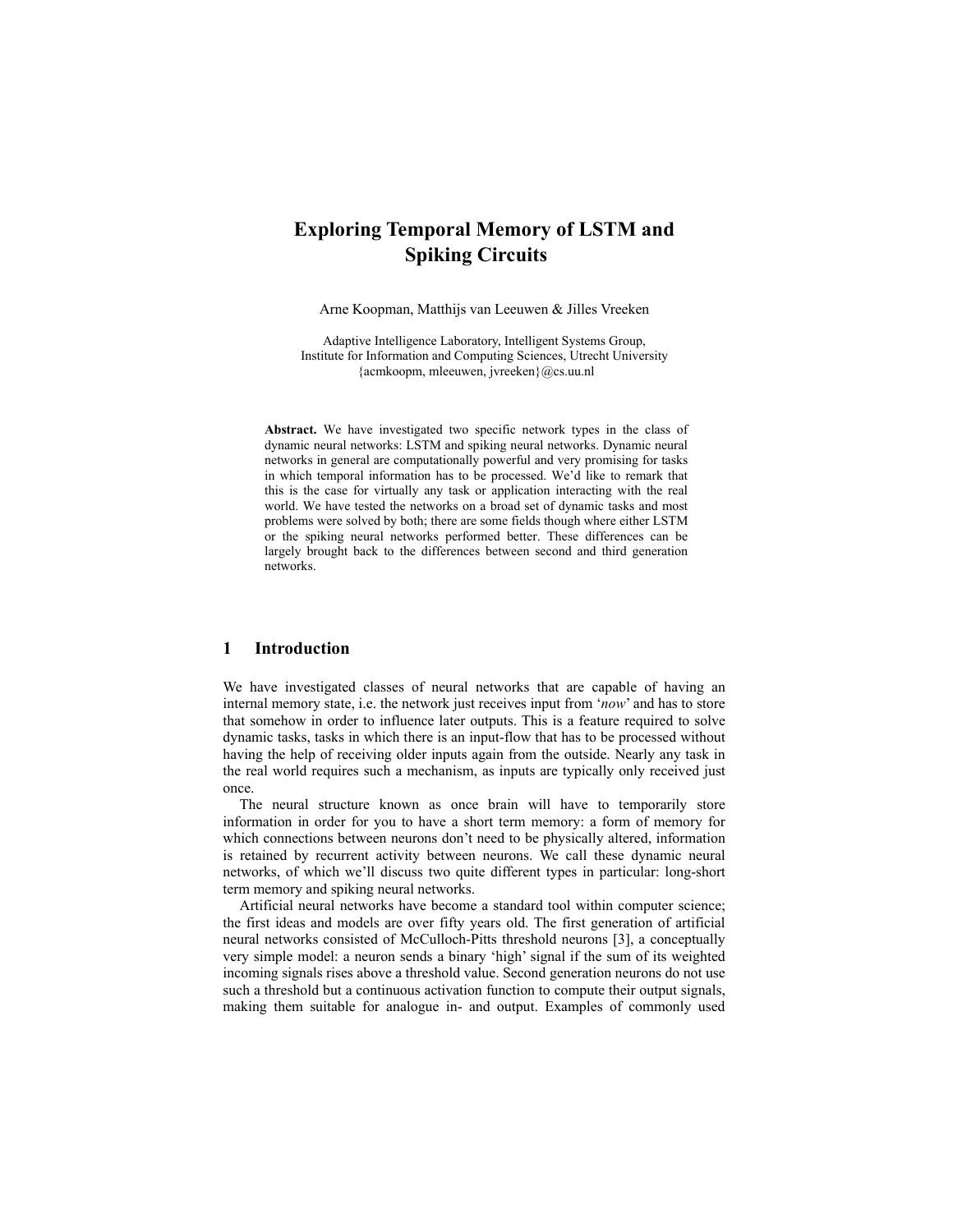# Exploring Temporal Memory of LSTM and Spiking Circuits

Arne Koopman, Matthijs van Leeuwen & Jilles Vreeken

Adaptive Intelligence Laboratory, Intelligent Systems Group,
Institute for Information and Computing Sciences, Utrecht University
{acmkoopm, mleeuwen, jvreeken}@cs.uu.nl

**Abstract.** We have investigated two specific network types in the class of dynamic neural networks: LSTM and spiking neural networks. Dynamic neural networks in general are computationally powerful and very promising for tasks in which temporal information has to be processed. We'd like to remark that this is the case for virtually any task or application interacting with the real world. We have tested the networks on a broad set of dynamic tasks and most problems were solved by both; there are some fields though where either LSTM or the spiking neural networks performed better. These differences can be largely brought back to the differences between second and third generation networks.

## 1 Introduction

We have investigated classes of neural networks that are capable of having an internal memory state, i.e. the network just receives input from '*now*' and has to store that somehow in order to influence later outputs. This is a feature required to solve dynamic tasks, tasks in which there is an input-flow that has to be processed without having the help of receiving older inputs again from the outside. Nearly any task in the real world requires such a mechanism, as inputs are typically only received just once.

The neural structure known as once brain will have to temporarily store information in order for you to have a short term memory: a form of memory for which connections between neurons don't need to be physically altered, information is retained by recurrent activity between neurons. We call these dynamic neural networks, of which we'll discuss two quite different types in particular: long-short term memory and spiking neural networks.

Artificial neural networks have become a standard tool within computer science; the first ideas and models are over fifty years old. The first generation of artificial neural networks consisted of McCulloch-Pitts threshold neurons [3], a conceptually very simple model: a neuron sends a binary 'high' signal if the sum of its weighted incoming signals rises above a threshold value. Second generation neurons do not use such a threshold but a continuous activation function to compute their output signals, making them suitable for analogue in- and output. Examples of commonly used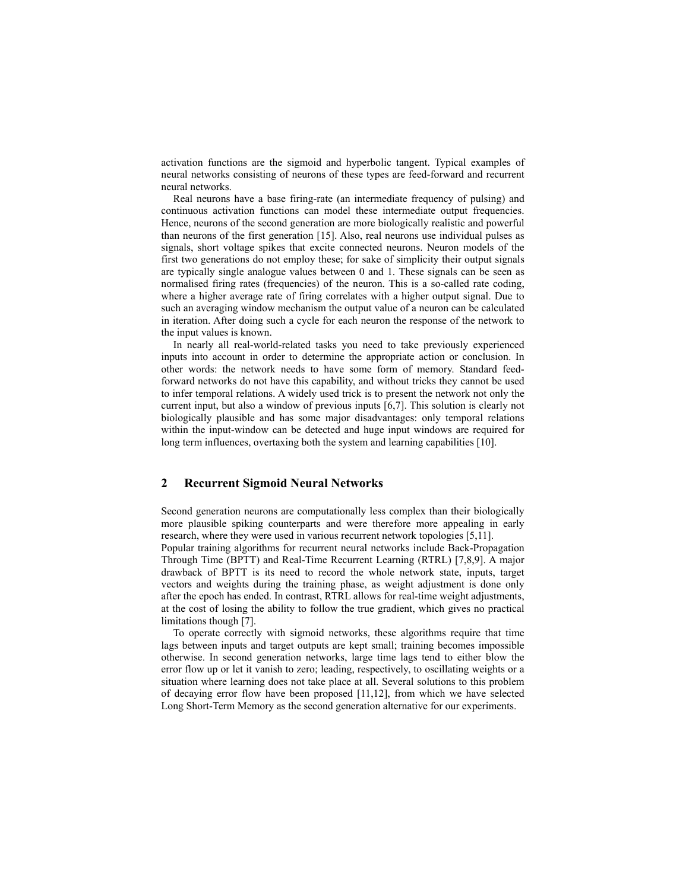activation functions are the sigmoid and hyperbolic tangent. Typical examples of neural networks consisting of neurons of these types are feed-forward and recurrent neural networks.

Real neurons have a base firing-rate (an intermediate frequency of pulsing) and continuous activation functions can model these intermediate output frequencies. Hence, neurons of the second generation are more biologically realistic and powerful than neurons of the first generation [15]. Also, real neurons use individual pulses as signals, short voltage spikes that excite connected neurons. Neuron models of the first two generations do not employ these; for sake of simplicity their output signals are typically single analogue values between 0 and 1. These signals can be seen as normalised firing rates (frequencies) of the neuron. This is a so-called rate coding, where a higher average rate of firing correlates with a higher output signal. Due to such an averaging window mechanism the output value of a neuron can be calculated in iteration. After doing such a cycle for each neuron the response of the network to the input values is known.

In nearly all real-world-related tasks you need to take previously experienced inputs into account in order to determine the appropriate action or conclusion. In other words: the network needs to have some form of memory. Standard feed-forward networks do not have this capability, and without tricks they cannot be used to infer temporal relations. A widely used trick is to present the network not only the current input, but also a window of previous inputs [6,7]. This solution is clearly not biologically plausible and has some major disadvantages: only temporal relations within the input-window can be detected and huge input windows are required for long term influences, overtaxing both the system and learning capabilities [10].

## 2 Recurrent Sigmoid Neural Networks

Second generation neurons are computationally less complex than their biologically more plausible spiking counterparts and were therefore more appealing in early research, where they were used in various recurrent network topologies [5,11].

Popular training algorithms for recurrent neural networks include Back-Propagation Through Time (BPTT) and Real-Time Recurrent Learning (RTRL) [7,8,9]. A major drawback of BPTT is its need to record the whole network state, inputs, target vectors and weights during the training phase, as weight adjustment is done only after the epoch has ended. In contrast, RTRL allows for real-time weight adjustments, at the cost of losing the ability to follow the true gradient, which gives no practical limitations though [7].

To operate correctly with sigmoid networks, these algorithms require that time lags between inputs and target outputs are kept small; training becomes impossible otherwise. In second generation networks, large time lags tend to either blow the error flow up or let it vanish to zero; leading, respectively, to oscillating weights or a situation where learning does not take place at all. Several solutions to this problem of decaying error flow have been proposed [11,12], from which we have selected Long Short-Term Memory as the second generation alternative for our experiments.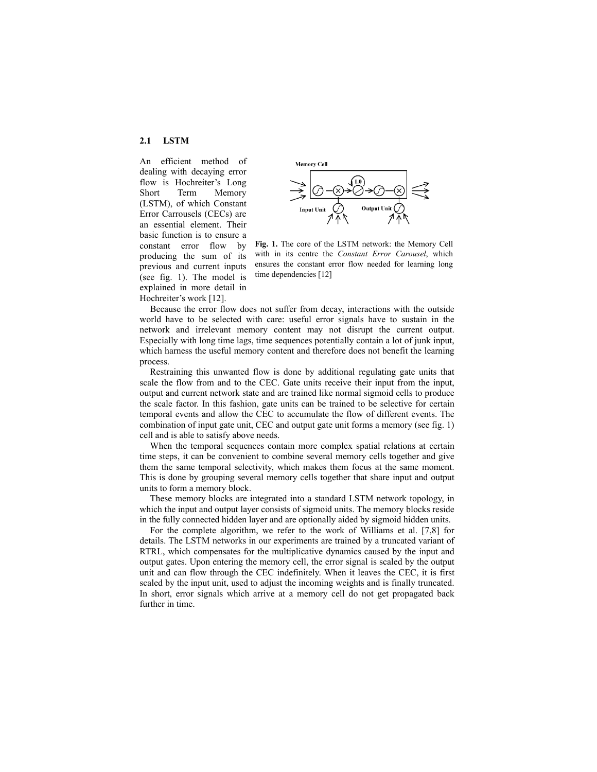## 2.1 LSTM

An efficient method of dealing with decaying error flow is Hochreiter's Long Short Term Memory (LSTM), of which Constant Error Carrousels (CECs) are an essential element. Their basic function is to ensure a constant error flow by producing the sum of its previous and current inputs (see fig. 1). The model is explained in more detail in Hochreiter's work [12].

**Fig. 1.** The core of the LSTM network: the Memory Cell with in its centre the *Constant Error Carousel*, which ensures the constant error flow needed for learning long time dependencies [12]

Because the error flow does not suffer from decay, interactions with the outside world have to be selected with care: useful error signals have to sustain in the network and irrelevant memory content may not disrupt the current output. Especially with long time lags, time sequences potentially contain a lot of junk input, which harness the useful memory content and therefore does not benefit the learning process.

Restraining this unwanted flow is done by additional regulating gate units that scale the flow from and to the CEC. Gate units receive their input from the input, output and current network state and are trained like normal sigmoid cells to produce the scale factor. In this fashion, gate units can be trained to be selective for certain temporal events and allow the CEC to accumulate the flow of different events. The combination of input gate unit, CEC and output gate unit forms a memory (see fig. 1) cell and is able to satisfy above needs.

When the temporal sequences contain more complex spatial relations at certain time steps, it can be convenient to combine several memory cells together and give them the same temporal selectivity, which makes them focus at the same moment. This is done by grouping several memory cells together that share input and output units to form a memory block.

These memory blocks are integrated into a standard LSTM network topology, in which the input and output layer consists of sigmoid units. The memory blocks reside in the fully connected hidden layer and are optionally aided by sigmoid hidden units.

For the complete algorithm, we refer to the work of Williams et al. [7,8] for details. The LSTM networks in our experiments are trained by a truncated variant of RTRL, which compensates for the multiplicative dynamics caused by the input and output gates. Upon entering the memory cell, the error signal is scaled by the output unit and can flow through the CEC indefinitely. When it leaves the CEC, it is first scaled by the input unit, used to adjust the incoming weights and is finally truncated. In short, error signals which arrive at a memory cell do not get propagated back further in time.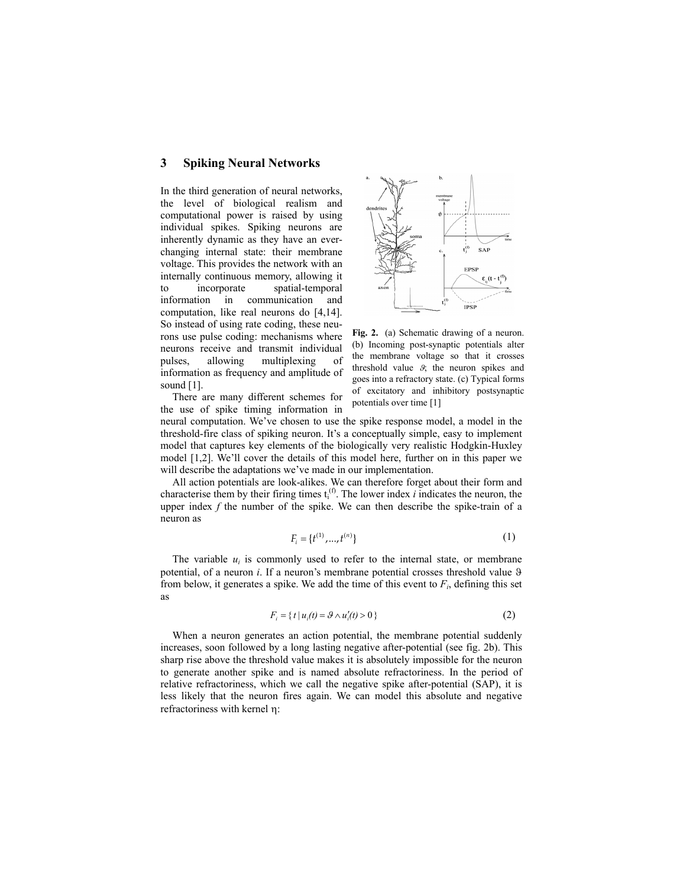## 3 Spiking Neural Networks

In the third generation of neural networks, the level of biological realism and computational power is raised by using individual spikes. Spiking neurons are inherently dynamic as they have an ever-changing internal state: their membrane voltage. This provides the network with an internally continuous memory, allowing it to incorporate spatial-temporal information in communication and computation, like real neurons do [4,14]. So instead of using rate coding, these neurons use pulse coding: mechanisms where neurons receive and transmit individual pulses, allowing multiplexing of information as frequency and amplitude of sound [1].

**Fig. 2.** (a) Schematic drawing of a neuron. (b) Incoming post-synaptic potentials alter the membrane voltage so that it crosses threshold value $\vartheta$; the neuron spikes and goes into a refractory state. (c) Typical forms of excitatory and inhibitory postsynaptic potentials over time [1]

There are many different schemes for the use of spike timing information in neural computation. We've chosen to use the spike response model, a model in the threshold-fire class of spiking neuron. It's a conceptually simple, easy to implement model that captures key elements of the biologically very realistic Hodgkin-Huxley model [1,2]. We'll cover the details of this model here, further on in this paper we will describe the adaptations we've made in our implementation.

All action potentials are look-alikes. We can therefore forget about their form and characterise them by their firing times $t_i^{(f)}$. The lower index *i* indicates the neuron, the upper index *f* the number of the spike. We can then describe the spike-train of a neuron as

$$F_i = \{t^{(1)}, \ldots, t^{(n)}\} \tag{1}$$

The variable $u_i$ is commonly used to refer to the internal state, or membrane potential, of a neuron *i*. If a neuron's membrane potential crosses threshold value $\vartheta$ from below, it generates a spike. We add the time of this event to $F_i$, defining this set as

$$F_i = \{\, t \mid u_i(t) = \vartheta \wedge u_i'(t) > 0 \,\} \tag{2}$$

When a neuron generates an action potential, the membrane potential suddenly increases, soon followed by a long lasting negative after-potential (see fig. 2b). This sharp rise above the threshold value makes it is absolutely impossible for the neuron to generate another spike and is named absolute refractoriness. In the period of relative refractoriness, which we call the negative spike after-potential (SAP), it is less likely that the neuron fires again. We can model this absolute and negative refractoriness with kernel $\eta$: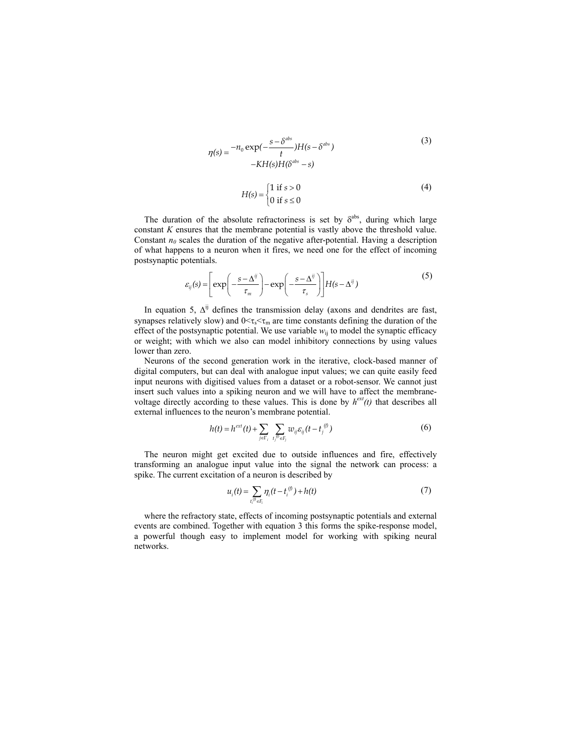$$\eta(s) = \begin{array}{l} -n_0 \exp(-\frac{s-\delta^{abs}}{t})H(s-\delta^{abs}) \\ -KH(s)H(\delta^{abs}-s) \end{array} \tag{3}$$

$$H(s) = \begin{cases} 1 \text{ if } s > 0 \\ 0 \text{ if } s \leq 0 \end{cases} \tag{4}$$

The duration of the absolute refractoriness is set by $\delta^{abs}$, during which large constant $K$ ensures that the membrane potential is vastly above the threshold value. Constant $n_0$ scales the duration of the negative after-potential. Having a description of what happens to a neuron when it fires, we need one for the effect of incoming postsynaptic potentials.

$$\varepsilon_{ij}(s) = \left[ \exp\left( -\frac{s-\Delta^{ij}}{\tau_m} \right) - \exp\left( -\frac{s-\Delta^{ij}}{\tau_s} \right) \right] H(s-\Delta^{ij}) \tag{5}$$

In equation 5, $\Delta^{ij}$ defines the transmission delay (axons and dendrites are fast, synapses relatively slow) and $0<\tau_s<\tau_m$ are time constants defining the duration of the effect of the postsynaptic potential. We use variable $w_{ij}$ to model the synaptic efficacy or weight; with which we also can model inhibitory connections by using values lower than zero.

Neurons of the second generation work in the iterative, clock-based manner of digital computers, but can deal with analogue input values; we can quite easily feed input neurons with digitised values from a dataset or a robot-sensor. We cannot just insert such values into a spiking neuron and we will have to affect the membrane-voltage directly according to these values. This is done by $h^{ext}(t)$ that describes all external influences to the neuron's membrane potential.

$$h(t) = h^{ext}(t) + \sum_{j \in \Gamma_i} \sum_{t_j^{(f)} \in F_j} w_{ij} \varepsilon_{ij}(t - t_j^{(f)}) \tag{6}$$

The neuron might get excited due to outside influences and fire, effectively transforming an analogue input value into the signal the network can process: a spike. The current excitation of a neuron is described by

$$u_i(t) = \sum_{t_i^{(f)} \in F_i} \eta_i(t - t_i^{(f)}) + h(t) \tag{7}$$

where the refractory state, effects of incoming postsynaptic potentials and external events are combined. Together with equation 3 this forms the spike-response model, a powerful though easy to implement model for working with spiking neural networks.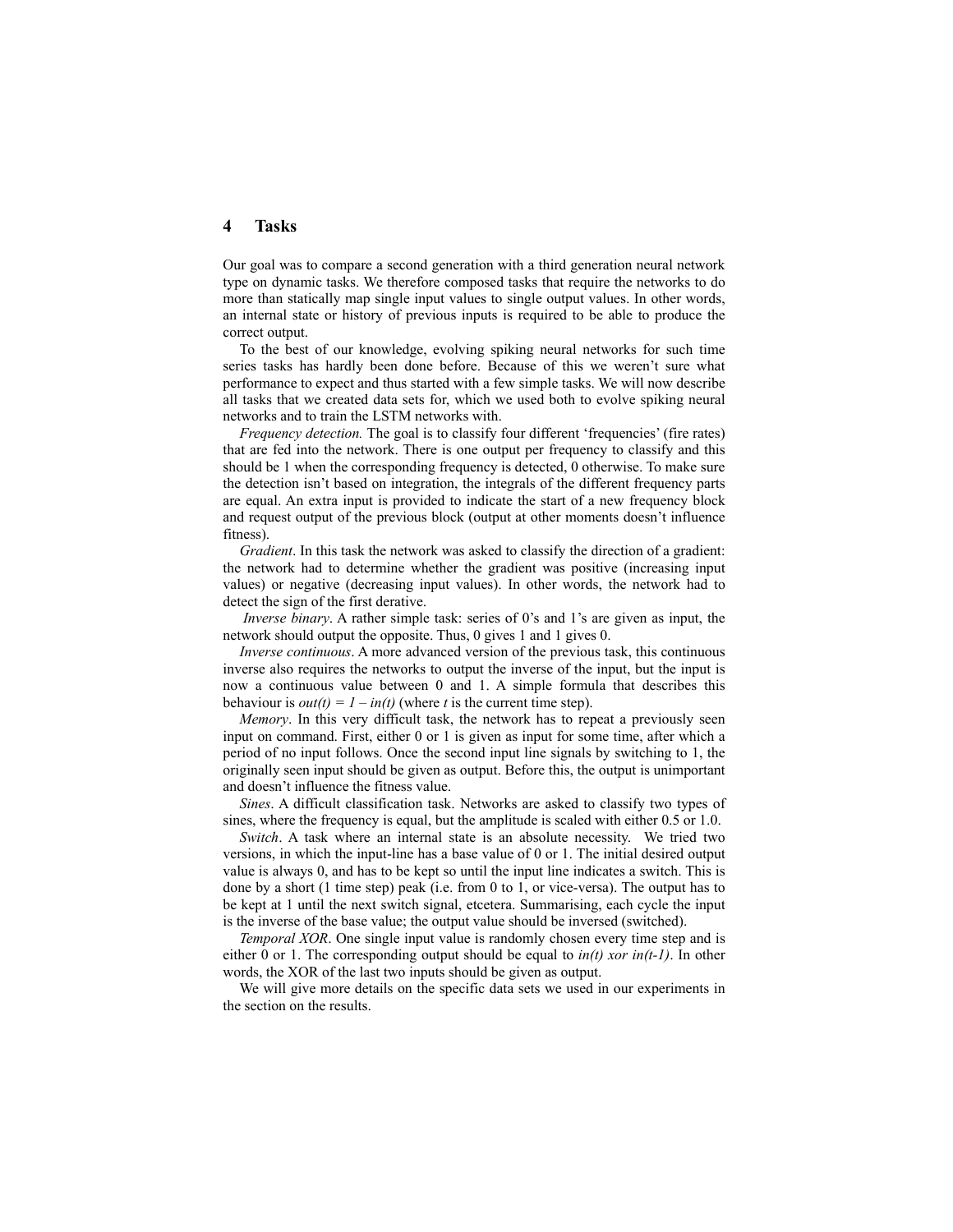## 4 Tasks

Our goal was to compare a second generation with a third generation neural network type on dynamic tasks. We therefore composed tasks that require the networks to do more than statically map single input values to single output values. In other words, an internal state or history of previous inputs is required to be able to produce the correct output.

To the best of our knowledge, evolving spiking neural networks for such time series tasks has hardly been done before. Because of this we weren't sure what performance to expect and thus started with a few simple tasks. We will now describe all tasks that we created data sets for, which we used both to evolve spiking neural networks and to train the LSTM networks with.

*Frequency detection.* The goal is to classify four different 'frequencies' (fire rates) that are fed into the network. There is one output per frequency to classify and this should be 1 when the corresponding frequency is detected, 0 otherwise. To make sure the detection isn't based on integration, the integrals of the different frequency parts are equal. An extra input is provided to indicate the start of a new frequency block and request output of the previous block (output at other moments doesn't influence fitness).

*Gradient*. In this task the network was asked to classify the direction of a gradient: the network had to determine whether the gradient was positive (increasing input values) or negative (decreasing input values). In other words, the network had to detect the sign of the first derative.

*Inverse binary*. A rather simple task: series of 0's and 1's are given as input, the network should output the opposite. Thus, 0 gives 1 and 1 gives 0.

*Inverse continuous*. A more advanced version of the previous task, this continuous inverse also requires the networks to output the inverse of the input, but the input is now a continuous value between 0 and 1. A simple formula that describes this behaviour is $out(t) = 1 - in(t)$ (where $t$ is the current time step).

*Memory*. In this very difficult task, the network has to repeat a previously seen input on command. First, either 0 or 1 is given as input for some time, after which a period of no input follows. Once the second input line signals by switching to 1, the originally seen input should be given as output. Before this, the output is unimportant and doesn't influence the fitness value.

*Sines*. A difficult classification task. Networks are asked to classify two types of sines, where the frequency is equal, but the amplitude is scaled with either 0.5 or 1.0.

*Switch*. A task where an internal state is an absolute necessity. We tried two versions, in which the input-line has a base value of 0 or 1. The initial desired output value is always 0, and has to be kept so until the input line indicates a switch. This is done by a short (1 time step) peak (i.e. from 0 to 1, or vice-versa). The output has to be kept at 1 until the next switch signal, etcetera. Summarising, each cycle the input is the inverse of the base value; the output value should be inversed (switched).

*Temporal XOR*. One single input value is randomly chosen every time step and is either 0 or 1. The corresponding output should be equal to $in(t)$ *xor* $in(t\text{-}1)$. In other words, the XOR of the last two inputs should be given as output.

We will give more details on the specific data sets we used in our experiments in the section on the results.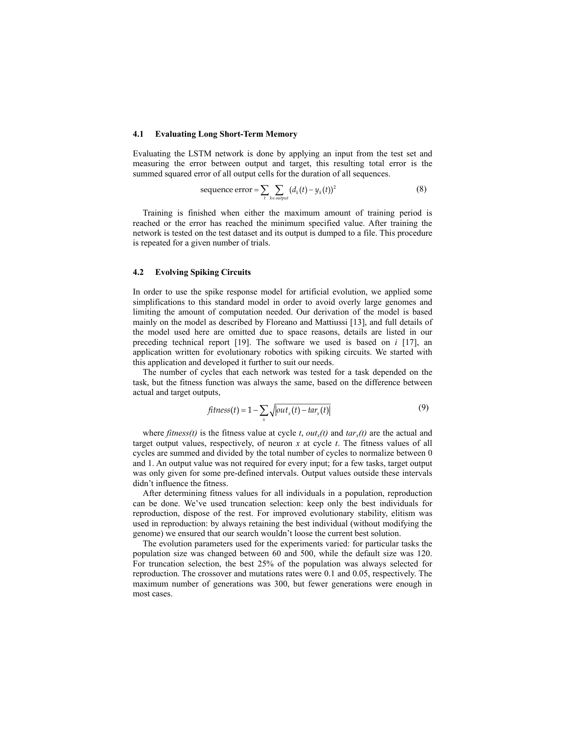### 4.1 Evaluating Long Short-Term Memory

Evaluating the LSTM network is done by applying an input from the test set and measuring the error between output and target, this resulting total error is the summed squared error of all output cells for the duration of all sequences.

$$\text{sequence error} = \sum_{t} \sum_{k \in output} (d_k(t) - y_k(t))^2 \tag{8}$$

Training is finished when either the maximum amount of training period is reached or the error has reached the minimum specified value. After training the network is tested on the test dataset and its output is dumped to a file. This procedure is repeated for a given number of trials.

### 4.2 Evolving Spiking Circuits

In order to use the spike response model for artificial evolution, we applied some simplifications to this standard model in order to avoid overly large genomes and limiting the amount of computation needed. Our derivation of the model is based mainly on the model as described by Floreano and Mattiussi [13], and full details of the model used here are omitted due to space reasons, details are listed in our preceding technical report [19]. The software we used is based on *i* [17], an application written for evolutionary robotics with spiking circuits. We started with this application and developed it further to suit our needs.

The number of cycles that each network was tested for a task depended on the task, but the fitness function was always the same, based on the difference between actual and target outputs,

$$fitness(t) = 1 - \sum_{x} \sqrt{\left| out_x(t) - tar_x(t) \right|} \tag{9}$$

where *fitness(t)* is the fitness value at cycle *t*, $out_x(t)$ and $tar_x(t)$ are the actual and target output values, respectively, of neuron *x* at cycle *t*. The fitness values of all cycles are summed and divided by the total number of cycles to normalize between 0 and 1. An output value was not required for every input; for a few tasks, target output was only given for some pre-defined intervals. Output values outside these intervals didn't influence the fitness.

After determining fitness values for all individuals in a population, reproduction can be done. We've used truncation selection: keep only the best individuals for reproduction, dispose of the rest. For improved evolutionary stability, elitism was used in reproduction: by always retaining the best individual (without modifying the genome) we ensured that our search wouldn't loose the current best solution.

The evolution parameters used for the experiments varied: for particular tasks the population size was changed between 60 and 500, while the default size was 120. For truncation selection, the best 25% of the population was always selected for reproduction. The crossover and mutations rates were 0.1 and 0.05, respectively. The maximum number of generations was 300, but fewer generations were enough in most cases.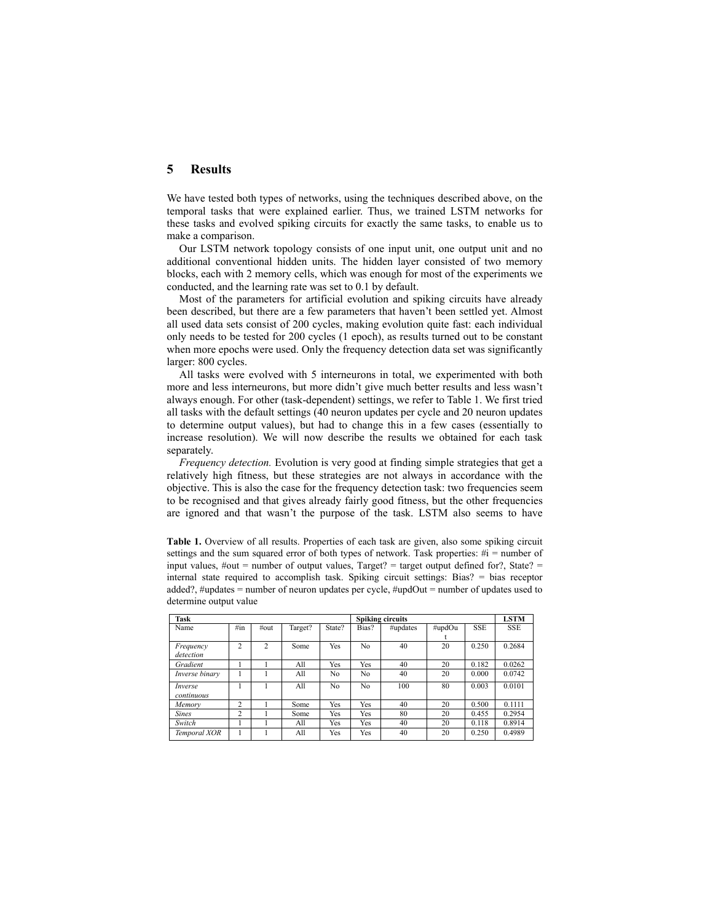## 5 Results

We have tested both types of networks, using the techniques described above, on the temporal tasks that were explained earlier. Thus, we trained LSTM networks for these tasks and evolved spiking circuits for exactly the same tasks, to enable us to make a comparison.

Our LSTM network topology consists of one input unit, one output unit and no additional conventional hidden units. The hidden layer consisted of two memory blocks, each with 2 memory cells, which was enough for most of the experiments we conducted, and the learning rate was set to 0.1 by default.

Most of the parameters for artificial evolution and spiking circuits have already been described, but there are a few parameters that haven't been settled yet. Almost all used data sets consist of 200 cycles, making evolution quite fast: each individual only needs to be tested for 200 cycles (1 epoch), as results turned out to be constant when more epochs were used. Only the frequency detection data set was significantly larger: 800 cycles.

All tasks were evolved with 5 interneurons in total, we experimented with both more and less interneurons, but more didn't give much better results and less wasn't always enough. For other (task-dependent) settings, we refer to Table 1. We first tried all tasks with the default settings (40 neuron updates per cycle and 20 neuron updates to determine output values), but had to change this in a few cases (essentially to increase resolution). We will now describe the results we obtained for each task separately.

*Frequency detection.* Evolution is very good at finding simple strategies that get a relatively high fitness, but these strategies are not always in accordance with the objective. This is also the case for the frequency detection task: two frequencies seem to be recognised and that gives already fairly good fitness, but the other frequencies are ignored and that wasn't the purpose of the task. LSTM also seems to have

**Table 1.** Overview of all results. Properties of each task are given, also some spiking circuit settings and the sum squared error of both types of network. Task properties: #i = number of input values, #out = number of output values, Target? = target output defined for?, State? = internal state required to accomplish task. Spiking circuit settings: Bias? = bias receptor added?, #updates = number of neuron updates per cycle, #updOut = number of updates used to determine output value

| **Task** | | | | | **Spiking circuits** | | | | **LSTM** |
|---|---|---|---|---|---|---|---|---|---|
| Name | #in | #out | Target? | State? | Bias? | #updates | #updOut | SSE | SSE |
| *Frequency detection* | 2 | 2 | Some | Yes | No | 40 | 20 | 0.250 | 0.2684 |
| *Gradient* | 1 | 1 | All | Yes | Yes | 40 | 20 | 0.182 | 0.0262 |
| *Inverse binary* | 1 | 1 | All | No | No | 40 | 20 | 0.000 | 0.0742 |
| *Inverse continuous* | 1 | 1 | All | No | No | 100 | 80 | 0.003 | 0.0101 |
| *Memory* | 2 | 1 | Some | Yes | Yes | 40 | 20 | 0.500 | 0.1111 |
| *Sines* | 2 | 1 | Some | Yes | Yes | 80 | 20 | 0.455 | 0.2954 |
| *Switch* | 1 | 1 | All | Yes | Yes | 40 | 20 | 0.118 | 0.8914 |
| *Temporal XOR* | 1 | 1 | All | Yes | Yes | 40 | 20 | 0.250 | 0.4989 |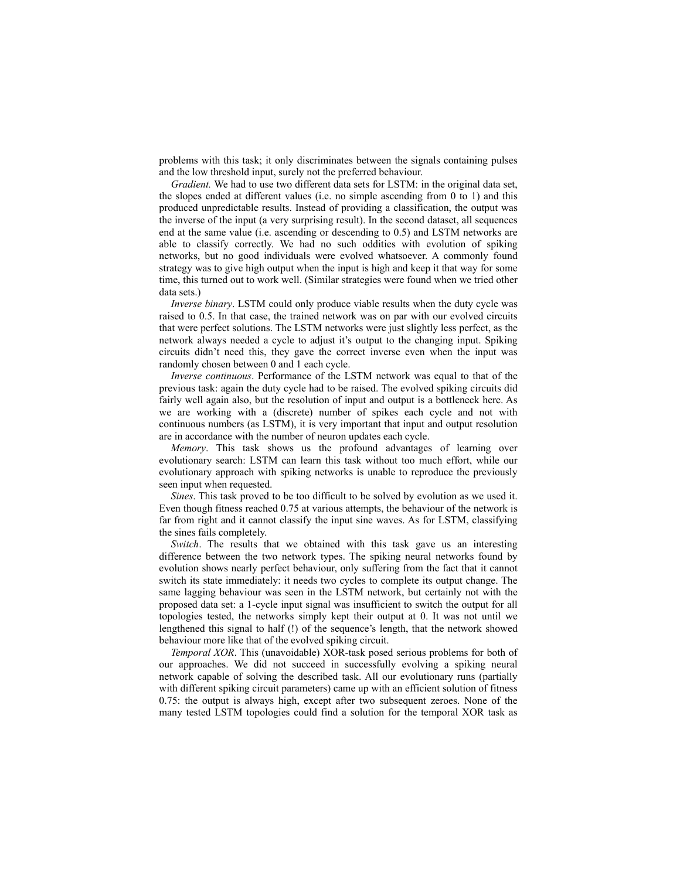problems with this task; it only discriminates between the signals containing pulses and the low threshold input, surely not the preferred behaviour.

*Gradient.* We had to use two different data sets for LSTM: in the original data set, the slopes ended at different values (i.e. no simple ascending from 0 to 1) and this produced unpredictable results. Instead of providing a classification, the output was the inverse of the input (a very surprising result). In the second dataset, all sequences end at the same value (i.e. ascending or descending to 0.5) and LSTM networks are able to classify correctly. We had no such oddities with evolution of spiking networks, but no good individuals were evolved whatsoever. A commonly found strategy was to give high output when the input is high and keep it that way for some time, this turned out to work well. (Similar strategies were found when we tried other data sets.)

*Inverse binary*. LSTM could only produce viable results when the duty cycle was raised to 0.5. In that case, the trained network was on par with our evolved circuits that were perfect solutions. The LSTM networks were just slightly less perfect, as the network always needed a cycle to adjust it's output to the changing input. Spiking circuits didn't need this, they gave the correct inverse even when the input was randomly chosen between 0 and 1 each cycle.

*Inverse continuous*. Performance of the LSTM network was equal to that of the previous task: again the duty cycle had to be raised. The evolved spiking circuits did fairly well again also, but the resolution of input and output is a bottleneck here. As we are working with a (discrete) number of spikes each cycle and not with continuous numbers (as LSTM), it is very important that input and output resolution are in accordance with the number of neuron updates each cycle.

*Memory*. This task shows us the profound advantages of learning over evolutionary search: LSTM can learn this task without too much effort, while our evolutionary approach with spiking networks is unable to reproduce the previously seen input when requested.

*Sines*. This task proved to be too difficult to be solved by evolution as we used it. Even though fitness reached 0.75 at various attempts, the behaviour of the network is far from right and it cannot classify the input sine waves. As for LSTM, classifying the sines fails completely.

*Switch*. The results that we obtained with this task gave us an interesting difference between the two network types. The spiking neural networks found by evolution shows nearly perfect behaviour, only suffering from the fact that it cannot switch its state immediately: it needs two cycles to complete its output change. The same lagging behaviour was seen in the LSTM network, but certainly not with the proposed data set: a 1-cycle input signal was insufficient to switch the output for all topologies tested, the networks simply kept their output at 0. It was not until we lengthened this signal to half (!) of the sequence's length, that the network showed behaviour more like that of the evolved spiking circuit.

*Temporal XOR*. This (unavoidable) XOR-task posed serious problems for both of our approaches. We did not succeed in successfully evolving a spiking neural network capable of solving the described task. All our evolutionary runs (partially with different spiking circuit parameters) came up with an efficient solution of fitness 0.75: the output is always high, except after two subsequent zeroes. None of the many tested LSTM topologies could find a solution for the temporal XOR task as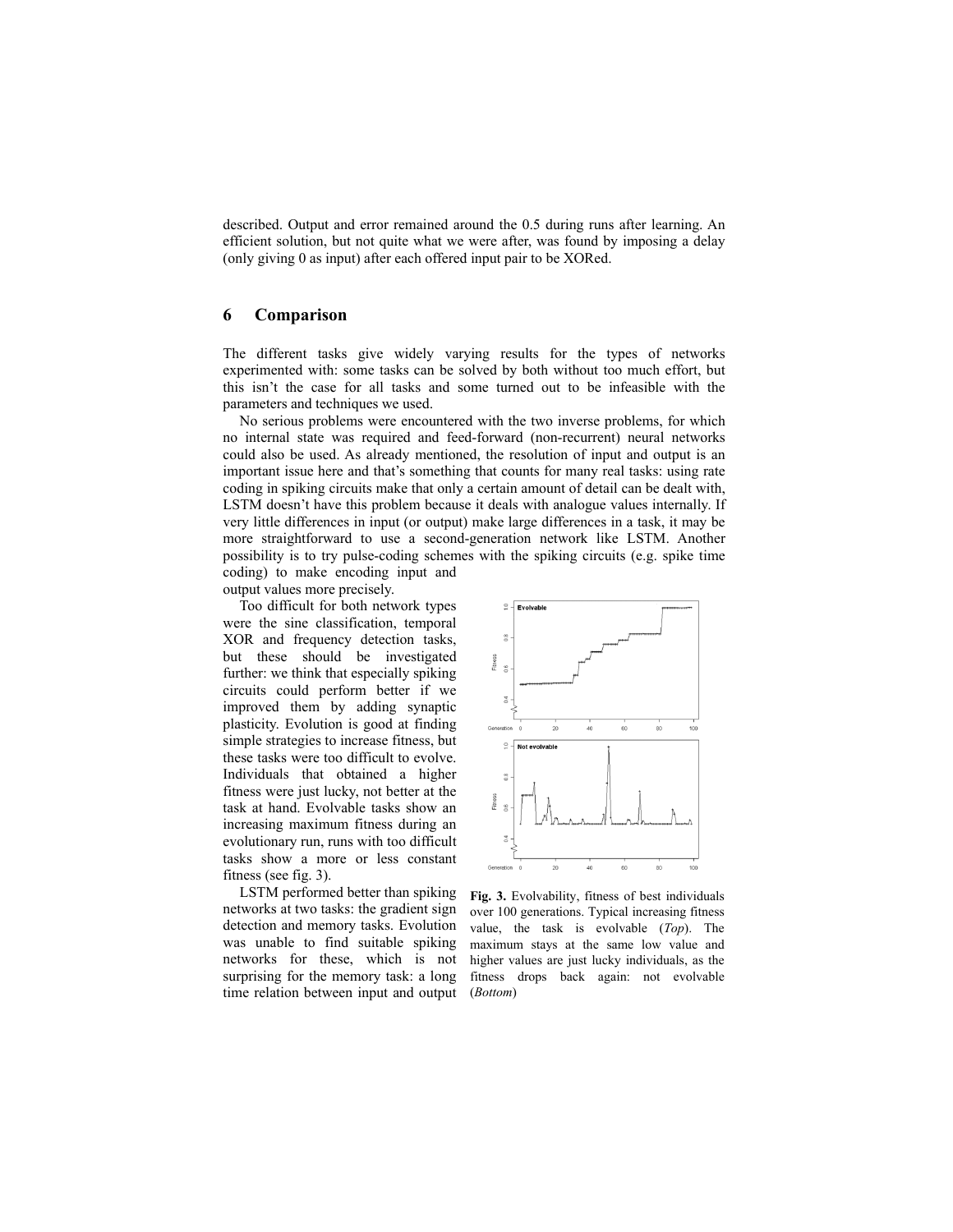described. Output and error remained around the 0.5 during runs after learning. An efficient solution, but not quite what we were after, was found by imposing a delay (only giving 0 as input) after each offered input pair to be XORed.

## 6 Comparison

The different tasks give widely varying results for the types of networks experimented with: some tasks can be solved by both without too much effort, but this isn't the case for all tasks and some turned out to be infeasible with the parameters and techniques we used.

No serious problems were encountered with the two inverse problems, for which no internal state was required and feed-forward (non-recurrent) neural networks could also be used. As already mentioned, the resolution of input and output is an important issue here and that's something that counts for many real tasks: using rate coding in spiking circuits make that only a certain amount of detail can be dealt with, LSTM doesn't have this problem because it deals with analogue values internally. If very little differences in input (or output) make large differences in a task, it may be more straightforward to use a second-generation network like LSTM. Another possibility is to try pulse-coding schemes with the spiking circuits (e.g. spike time coding) to make encoding input and output values more precisely.

Too difficult for both network types were the sine classification, temporal XOR and frequency detection tasks, but these should be investigated further: we think that especially spiking circuits could perform better if we improved them by adding synaptic plasticity. Evolution is good at finding simple strategies to increase fitness, but these tasks were too difficult to evolve. Individuals that obtained a higher fitness were just lucky, not better at the task at hand. Evolvable tasks show an increasing maximum fitness during an evolutionary run, runs with too difficult tasks show a more or less constant fitness (see fig. 3).

**Fig. 3.** Evolvability, fitness of best individuals over 100 generations. Typical increasing fitness value, the task is evolvable (*Top*). The maximum stays at the same low value and higher values are just lucky individuals, as the fitness drops back again: not evolvable (*Bottom*)

LSTM performed better than spiking networks at two tasks: the gradient sign detection and memory tasks. Evolution was unable to find suitable spiking networks for these, which is not surprising for the memory task: a long time relation between input and output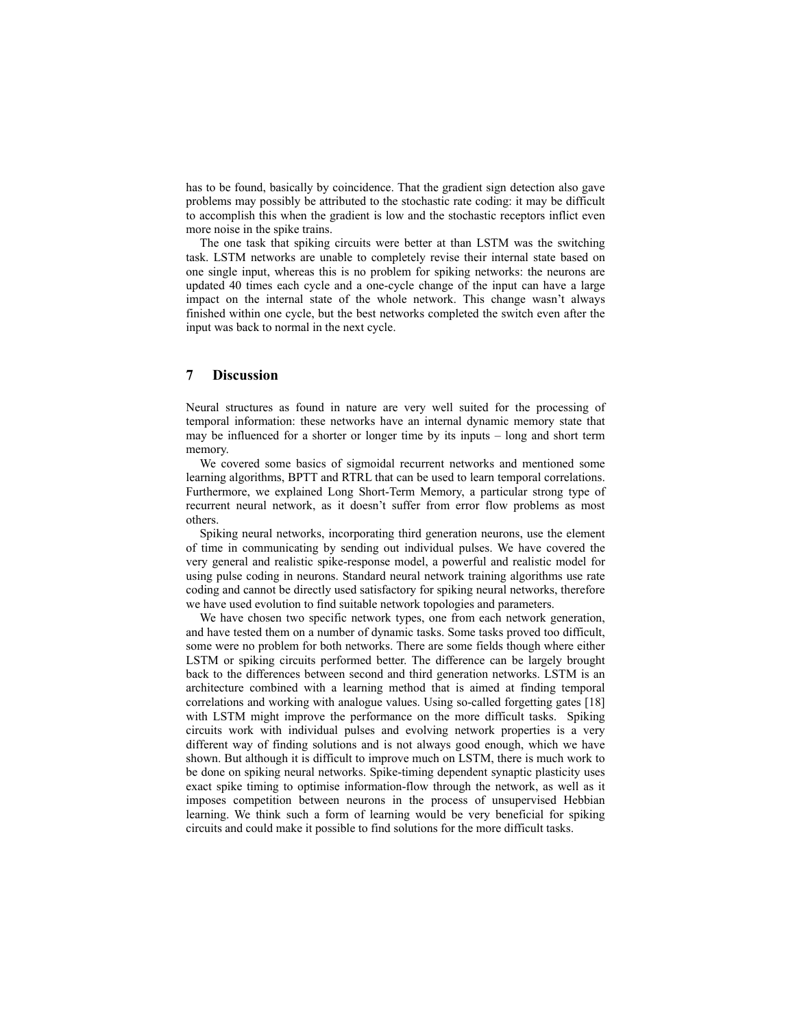has to be found, basically by coincidence. That the gradient sign detection also gave problems may possibly be attributed to the stochastic rate coding: it may be difficult to accomplish this when the gradient is low and the stochastic receptors inflict even more noise in the spike trains.

The one task that spiking circuits were better at than LSTM was the switching task. LSTM networks are unable to completely revise their internal state based on one single input, whereas this is no problem for spiking networks: the neurons are updated 40 times each cycle and a one-cycle change of the input can have a large impact on the internal state of the whole network. This change wasn't always finished within one cycle, but the best networks completed the switch even after the input was back to normal in the next cycle.

## 7 Discussion

Neural structures as found in nature are very well suited for the processing of temporal information: these networks have an internal dynamic memory state that may be influenced for a shorter or longer time by its inputs – long and short term memory.

We covered some basics of sigmoidal recurrent networks and mentioned some learning algorithms, BPTT and RTRL that can be used to learn temporal correlations. Furthermore, we explained Long Short-Term Memory, a particular strong type of recurrent neural network, as it doesn't suffer from error flow problems as most others.

Spiking neural networks, incorporating third generation neurons, use the element of time in communicating by sending out individual pulses. We have covered the very general and realistic spike-response model, a powerful and realistic model for using pulse coding in neurons. Standard neural network training algorithms use rate coding and cannot be directly used satisfactory for spiking neural networks, therefore we have used evolution to find suitable network topologies and parameters.

We have chosen two specific network types, one from each network generation, and have tested them on a number of dynamic tasks. Some tasks proved too difficult, some were no problem for both networks. There are some fields though where either LSTM or spiking circuits performed better. The difference can be largely brought back to the differences between second and third generation networks. LSTM is an architecture combined with a learning method that is aimed at finding temporal correlations and working with analogue values. Using so-called forgetting gates [18] with LSTM might improve the performance on the more difficult tasks. Spiking circuits work with individual pulses and evolving network properties is a very different way of finding solutions and is not always good enough, which we have shown. But although it is difficult to improve much on LSTM, there is much work to be done on spiking neural networks. Spike-timing dependent synaptic plasticity uses exact spike timing to optimise information-flow through the network, as well as it imposes competition between neurons in the process of unsupervised Hebbian learning. We think such a form of learning would be very beneficial for spiking circuits and could make it possible to find solutions for the more difficult tasks.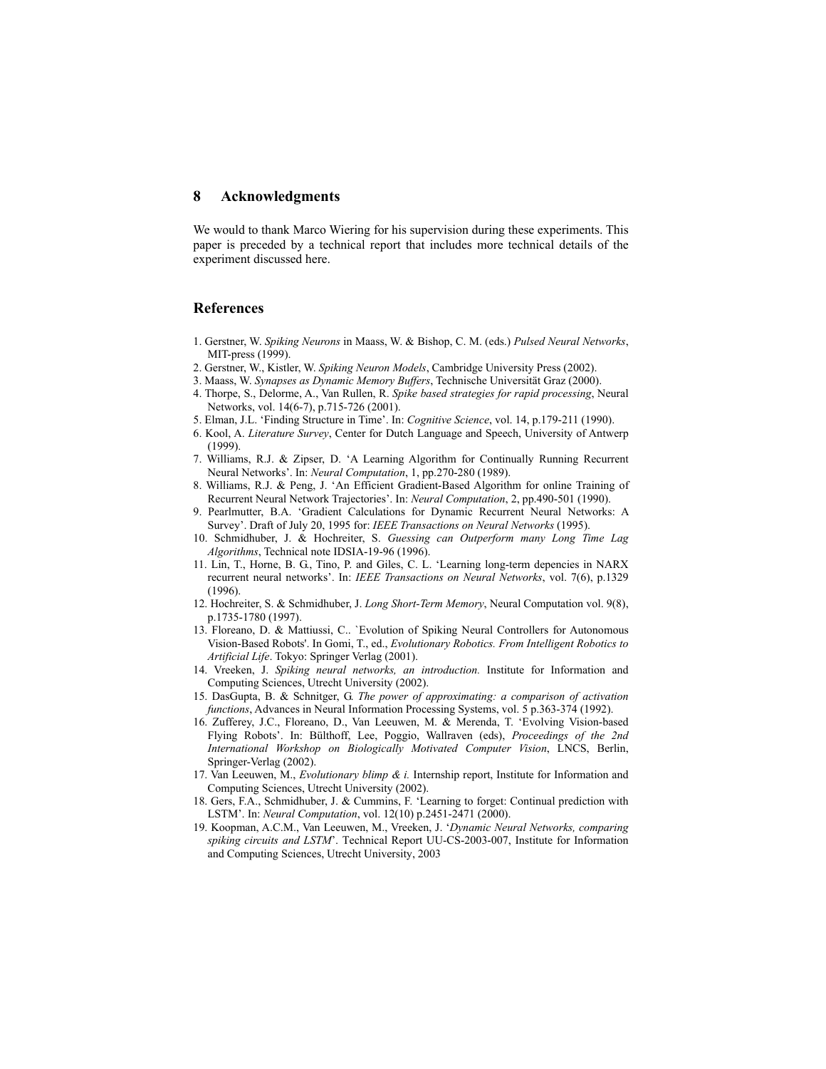## 8 Acknowledgments

We would to thank Marco Wiering for his supervision during these experiments. This paper is preceded by a technical report that includes more technical details of the experiment discussed here.

## References

1. Gerstner, W. *Spiking Neurons* in Maass, W. & Bishop, C. M. (eds.) *Pulsed Neural Networks*, MIT-press (1999).
2. Gerstner, W., Kistler, W. *Spiking Neuron Models*, Cambridge University Press (2002).
3. Maass, W. *Synapses as Dynamic Memory Buffers*, Technische Universität Graz (2000).
4. Thorpe, S., Delorme, A., Van Rullen, R. *Spike based strategies for rapid processing*, Neural Networks, vol. 14(6-7), p.715-726 (2001).
5. Elman, J.L. 'Finding Structure in Time'. In: *Cognitive Science*, vol. 14, p.179-211 (1990).
6. Kool, A. *Literature Survey*, Center for Dutch Language and Speech, University of Antwerp (1999).
7. Williams, R.J. & Zipser, D. 'A Learning Algorithm for Continually Running Recurrent Neural Networks'. In: *Neural Computation*, 1, pp.270-280 (1989).
8. Williams, R.J. & Peng, J. 'An Efficient Gradient-Based Algorithm for online Training of Recurrent Neural Network Trajectories'. In: *Neural Computation*, 2, pp.490-501 (1990).
9. Pearlmutter, B.A. 'Gradient Calculations for Dynamic Recurrent Neural Networks: A Survey'. Draft of July 20, 1995 for: *IEEE Transactions on Neural Networks* (1995).
10. Schmidhuber, J. & Hochreiter, S. *Guessing can Outperform many Long Time Lag Algorithms*, Technical note IDSIA-19-96 (1996).
11. Lin, T., Horne, B. G., Tino, P. and Giles, C. L. 'Learning long-term depencies in NARX recurrent neural networks'. In: *IEEE Transactions on Neural Networks*, vol. 7(6), p.1329 (1996).
12. Hochreiter, S. & Schmidhuber, J. *Long Short-Term Memory*, Neural Computation vol. 9(8), p.1735-1780 (1997).
13. Floreano, D. & Mattiussi, C.. `Evolution of Spiking Neural Controllers for Autonomous Vision-Based Robots'. In Gomi, T., ed., *Evolutionary Robotics. From Intelligent Robotics to Artificial Life*. Tokyo: Springer Verlag (2001).
14. Vreeken, J. *Spiking neural networks, an introduction.* Institute for Information and Computing Sciences, Utrecht University (2002).
15. DasGupta, B. & Schnitger, G. *The power of approximating: a comparison of activation functions*, Advances in Neural Information Processing Systems, vol. 5 p.363-374 (1992).
16. Zufferey, J.C., Floreano, D., Van Leeuwen, M. & Merenda, T. 'Evolving Vision-based Flying Robots'. In: Bülthoff, Lee, Poggio, Wallraven (eds), *Proceedings of the 2nd International Workshop on Biologically Motivated Computer Vision*, LNCS, Berlin, Springer-Verlag (2002).
17. Van Leeuwen, M., *Evolutionary blimp & i.* Internship report, Institute for Information and Computing Sciences, Utrecht University (2002).
18. Gers, F.A., Schmidhuber, J. & Cummins, F. 'Learning to forget: Continual prediction with LSTM'. In: *Neural Computation*, vol. 12(10) p.2451-2471 (2000).
19. Koopman, A.C.M., Van Leeuwen, M., Vreeken, J. '*Dynamic Neural Networks, comparing spiking circuits and LSTM*'. Technical Report UU-CS-2003-007, Institute for Information and Computing Sciences, Utrecht University, 2003